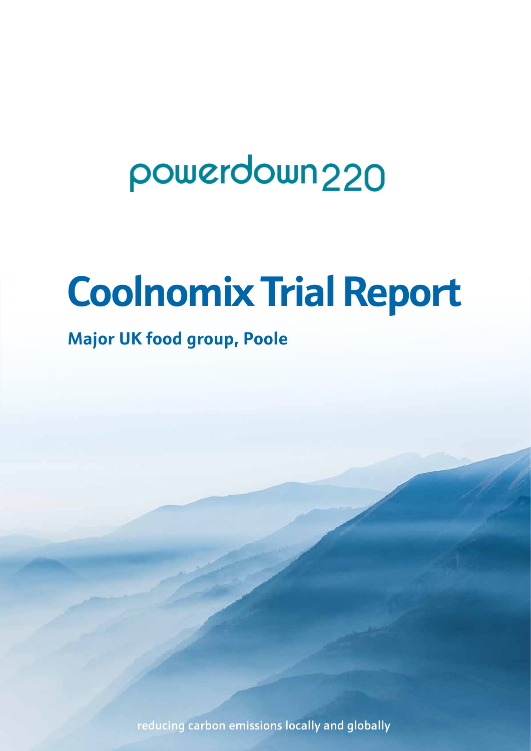powerdown220

# Coolnomix Trial Report

## Major UK food group, Poole

reducing carbon emissions locally and globally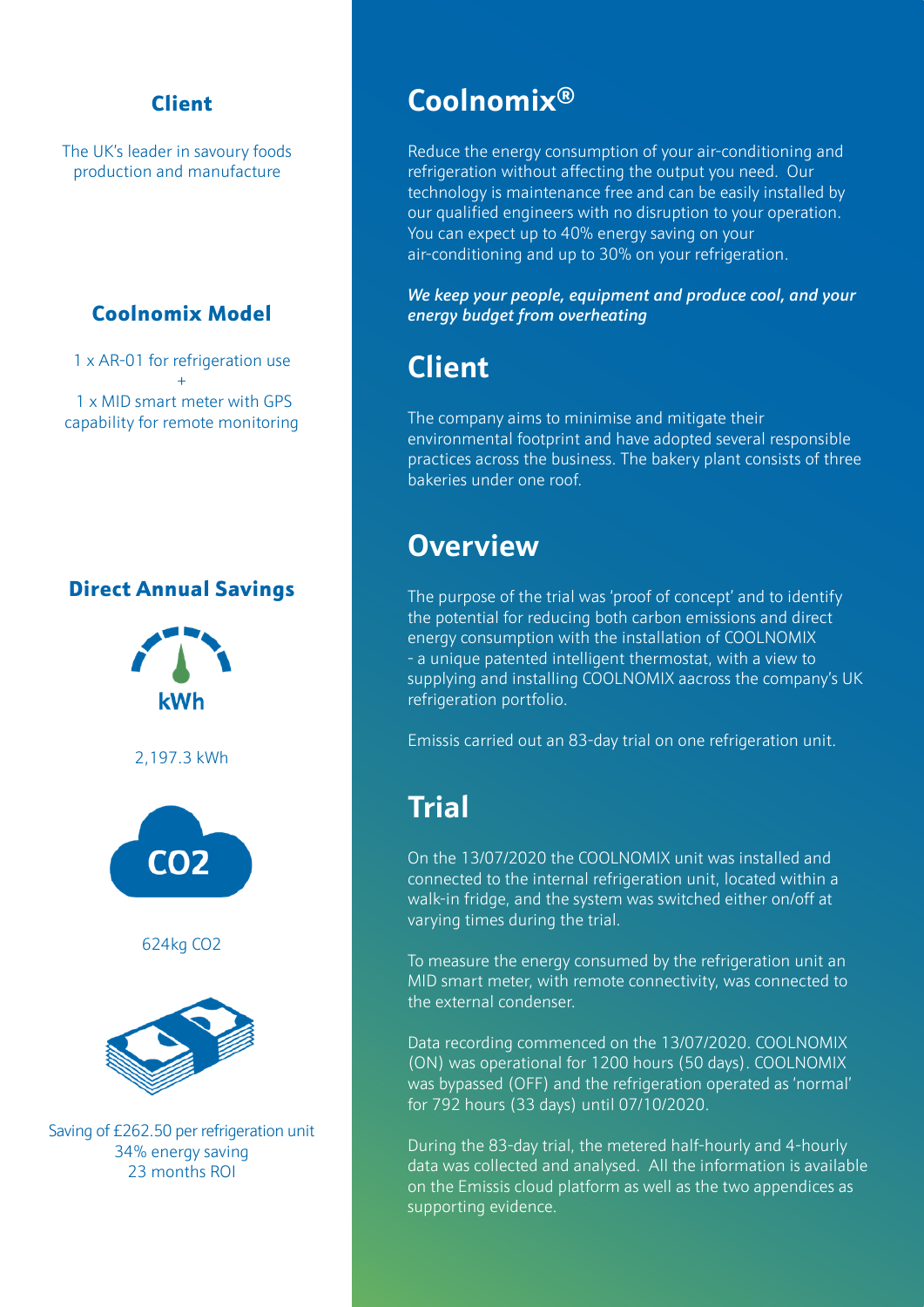## Client

The UK's leader in savoury foods production and manufacture

## Coolnomix Model

1 x AR-01 for refrigeration use
+
1 x MID smart meter with GPS capability for remote monitoring

## Direct Annual Savings

kWh

2,197.3 kWh

$CO_2$

624kg $CO_2$

Saving of £262.50 per refrigeration unit
34% energy saving
23 months ROI

# Coolnomix®

Reduce the energy consumption of your air-conditioning and refrigeration without affecting the output you need. Our technology is maintenance free and can be easily installed by our qualified engineers with no disruption to your operation. You can expect up to 40% energy saving on your air-conditioning and up to 30% on your refrigeration.

***We keep your people, equipment and produce cool, and your energy budget from overheating***

## Client

The company aims to minimise and mitigate their environmental footprint and have adopted several responsible practices across the business. The bakery plant consists of three bakeries under one roof.

## Overview

The purpose of the trial was 'proof of concept' and to identify the potential for reducing both carbon emissions and direct energy consumption with the installation of COOLNOMIX - a unique patented intelligent thermostat, with a view to supplying and installing COOLNOMIX aacross the company's UK refrigeration portfolio.

Emissis carried out an 83-day trial on one refrigeration unit.

## Trial

On the 13/07/2020 the COOLNOMIX unit was installed and connected to the internal refrigeration unit, located within a walk-in fridge, and the system was switched either on/off at varying times during the trial.

To measure the energy consumed by the refrigeration unit an MID smart meter, with remote connectivity, was connected to the external condenser.

Data recording commenced on the 13/07/2020. COOLNOMIX (ON) was operational for 1200 hours (50 days). COOLNOMIX was bypassed (OFF) and the refrigeration operated as 'normal' for 792 hours (33 days) until 07/10/2020.

During the 83-day trial, the metered half-hourly and 4-hourly data was collected and analysed. All the information is available on the Emissis cloud platform as well as the two appendices as supporting evidence.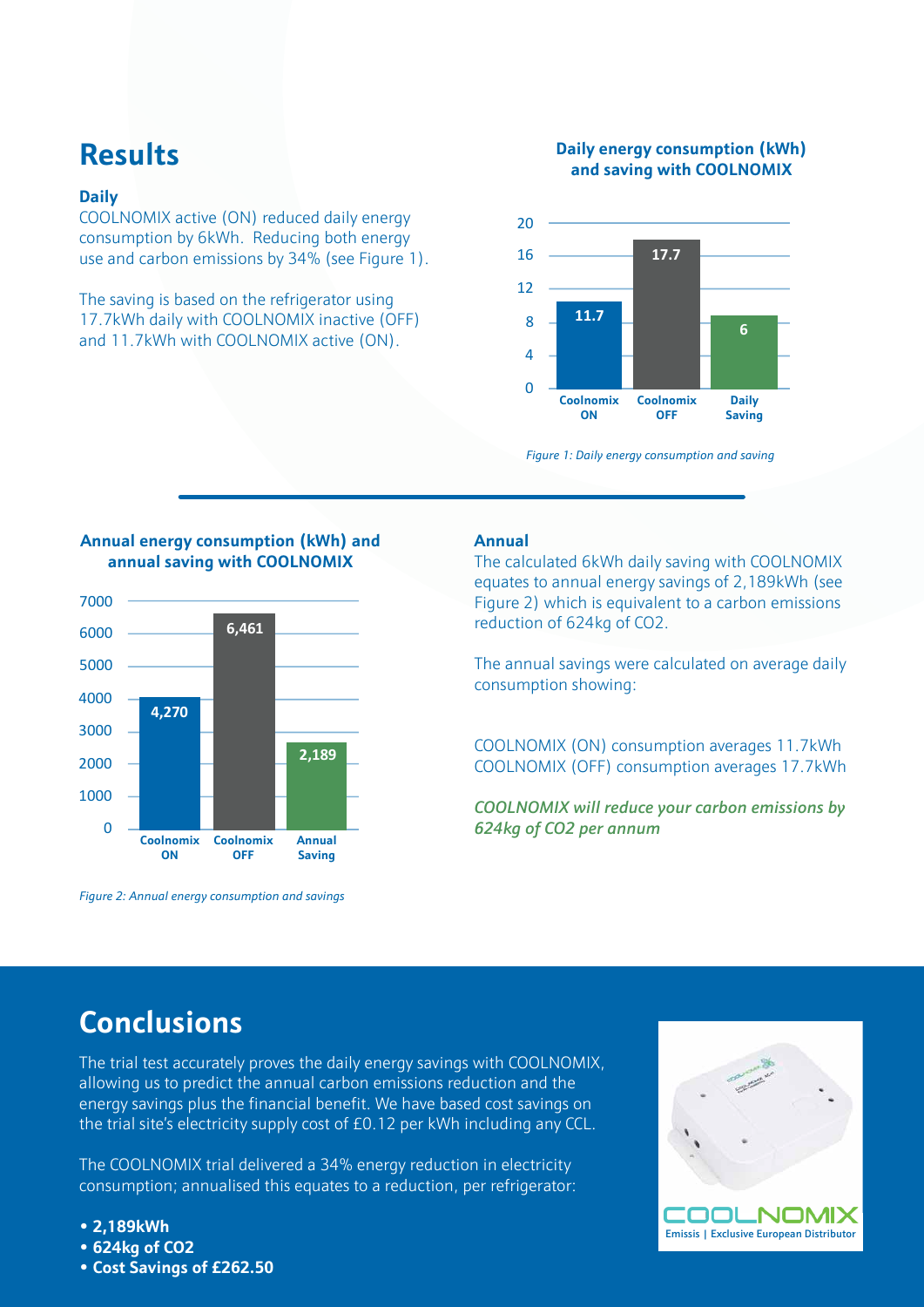## Results

### Daily

COOLNOMIX active (ON) reduced daily energy consumption by 6kWh. Reducing both energy use and carbon emissions by 34% (see Figure 1).

The saving is based on the refrigerator using 17.7kWh daily with COOLNOMIX inactive (OFF) and 11.7kWh with COOLNOMIX active (ON).

**Daily energy consumption (kWh) and saving with COOLNOMIX**

| | Coolnomix ON | Coolnomix OFF | Daily Saving |
|---|---|---|---|
| kWh | 11.7 | 17.7 | 6 |

*Figure 1: Daily energy consumption and saving*

**Annual energy consumption (kWh) and annual saving with COOLNOMIX**

| | Coolnomix ON | Coolnomix OFF | Annual Saving |
|---|---|---|---|
| kWh | 4,270 | 6,461 | 2,189 |

*Figure 2: Annual energy consumption and savings*

### Annual

The calculated 6kWh daily saving with COOLNOMIX equates to annual energy savings of 2,189kWh (see Figure 2) which is equivalent to a carbon emissions reduction of 624kg of $CO_2$.

The annual savings were calculated on average daily consumption showing:

COOLNOMIX (ON) consumption averages 11.7kWh
COOLNOMIX (OFF) consumption averages 17.7kWh

*COOLNOMIX will reduce your carbon emissions by 624kg of $CO_2$ per annum*

## Conclusions

The trial test accurately proves the daily energy savings with COOLNOMIX, allowing us to predict the annual carbon emissions reduction and the energy savings plus the financial benefit. We have based cost savings on the trial site's electricity supply cost of £0.12 per kWh including any CCL.

The COOLNOMIX trial delivered a 34% energy reduction in electricity consumption; annualised this equates to a reduction, per refrigerator:

- **2,189kWh**
- **624kg of $CO_2$**
- **Cost Savings of £262.50**

COOLNOMIX
Emissis | Exclusive European Distributor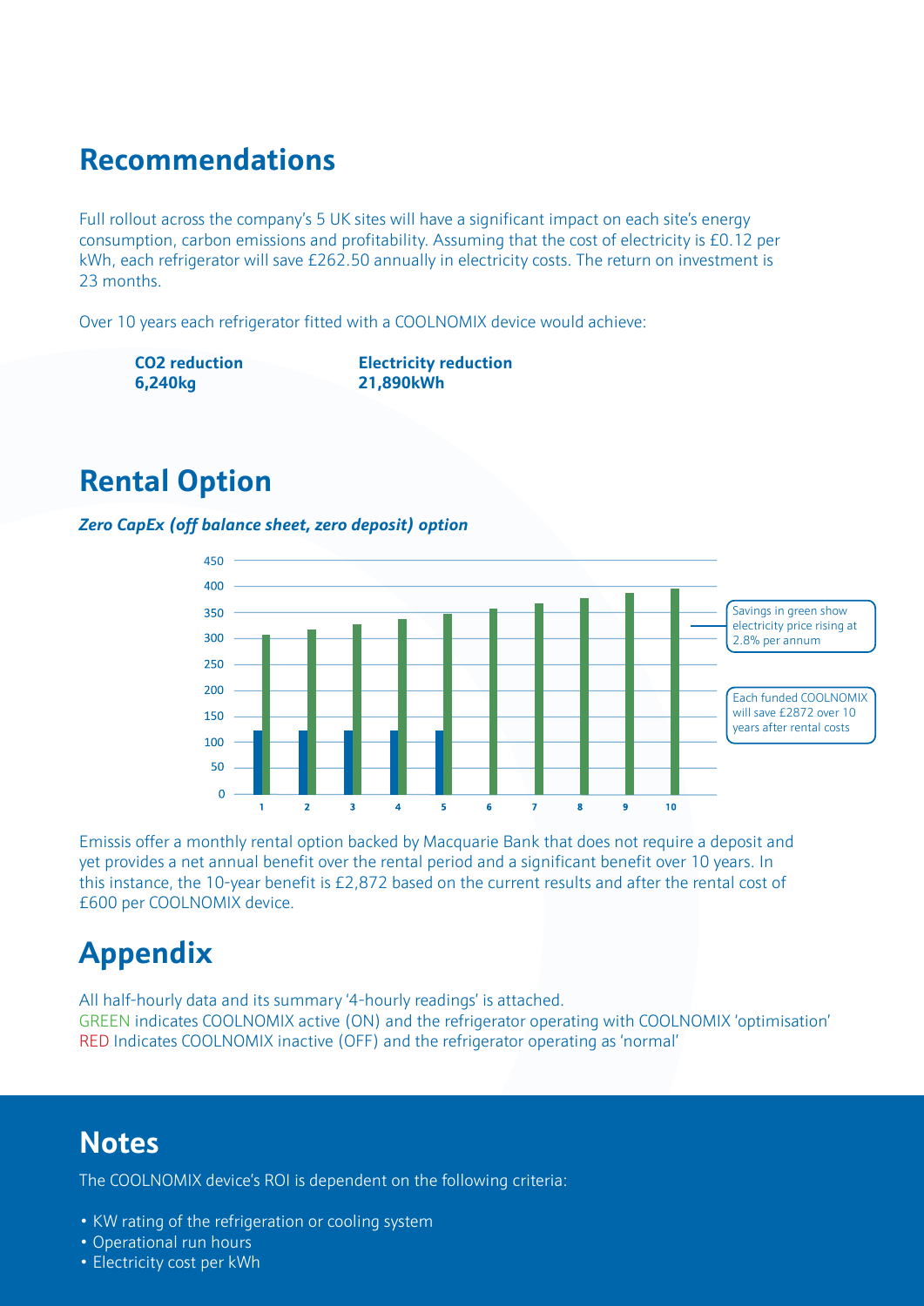## Recommendations

Full rollout across the company's 5 UK sites will have a significant impact on each site's energy consumption, carbon emissions and profitability. Assuming that the cost of electricity is £0.12 per kWh, each refrigerator will save £262.50 annually in electricity costs. The return on investment is 23 months.

Over 10 years each refrigerator fitted with a COOLNOMIX device would achieve:

| **$CO_2$ reduction** | **Electricity reduction** |
|---|---|
| **6,240kg** | **21,890kWh** |

## Rental Option

***Zero CapEx (off balance sheet, zero deposit) option***

Savings in green show electricity price rising at 2.8% per annum

Each funded COOLNOMIX will save £2872 over 10 years after rental costs

Emissis offer a monthly rental option backed by Macquarie Bank that does not require a deposit and yet provides a net annual benefit over the rental period and a significant benefit over 10 years. In this instance, the 10-year benefit is £2,872 based on the current results and after the rental cost of £600 per COOLNOMIX device.

## Appendix

All half-hourly data and its summary '4-hourly readings' is attached.
GREEN indicates COOLNOMIX active (ON) and the refrigerator operating with COOLNOMIX 'optimisation'
RED Indicates COOLNOMIX inactive (OFF) and the refrigerator operating as 'normal'

## Notes

The COOLNOMIX device's ROI is dependent on the following criteria:

- KW rating of the refrigeration or cooling system
- Operational run hours
- Electricity cost per kWh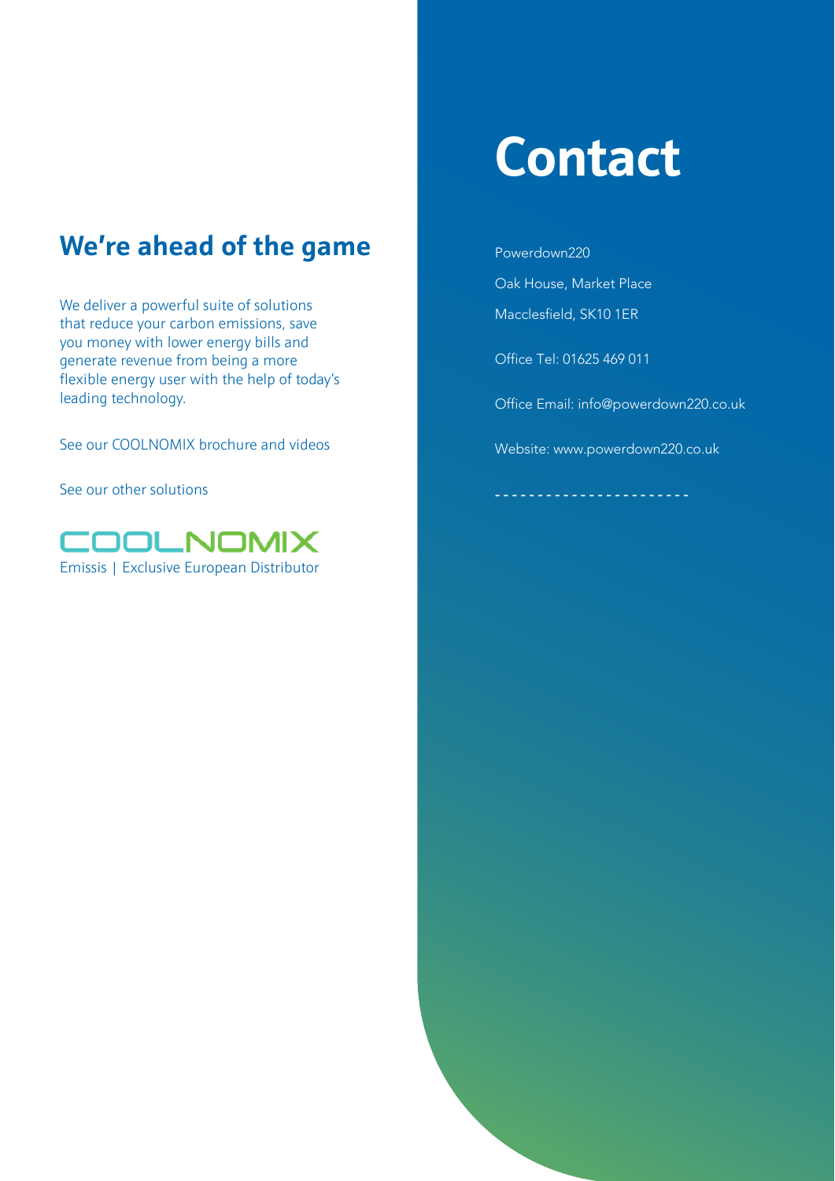## We're ahead of the game

We deliver a powerful suite of solutions that reduce your carbon emissions, save you money with lower energy bills and generate revenue from being a more flexible energy user with the help of today's leading technology.

See our COOLNOMIX brochure and videos

See our other solutions

COOLNOMIX

Emissis | Exclusive European Distributor

# Contact

Powerdown220

Oak House, Market Place

Macclesfield, SK10 1ER

Office Tel: 01625 469 011

Office Email: info@powerdown220.co.uk

Website: www.powerdown220.co.uk